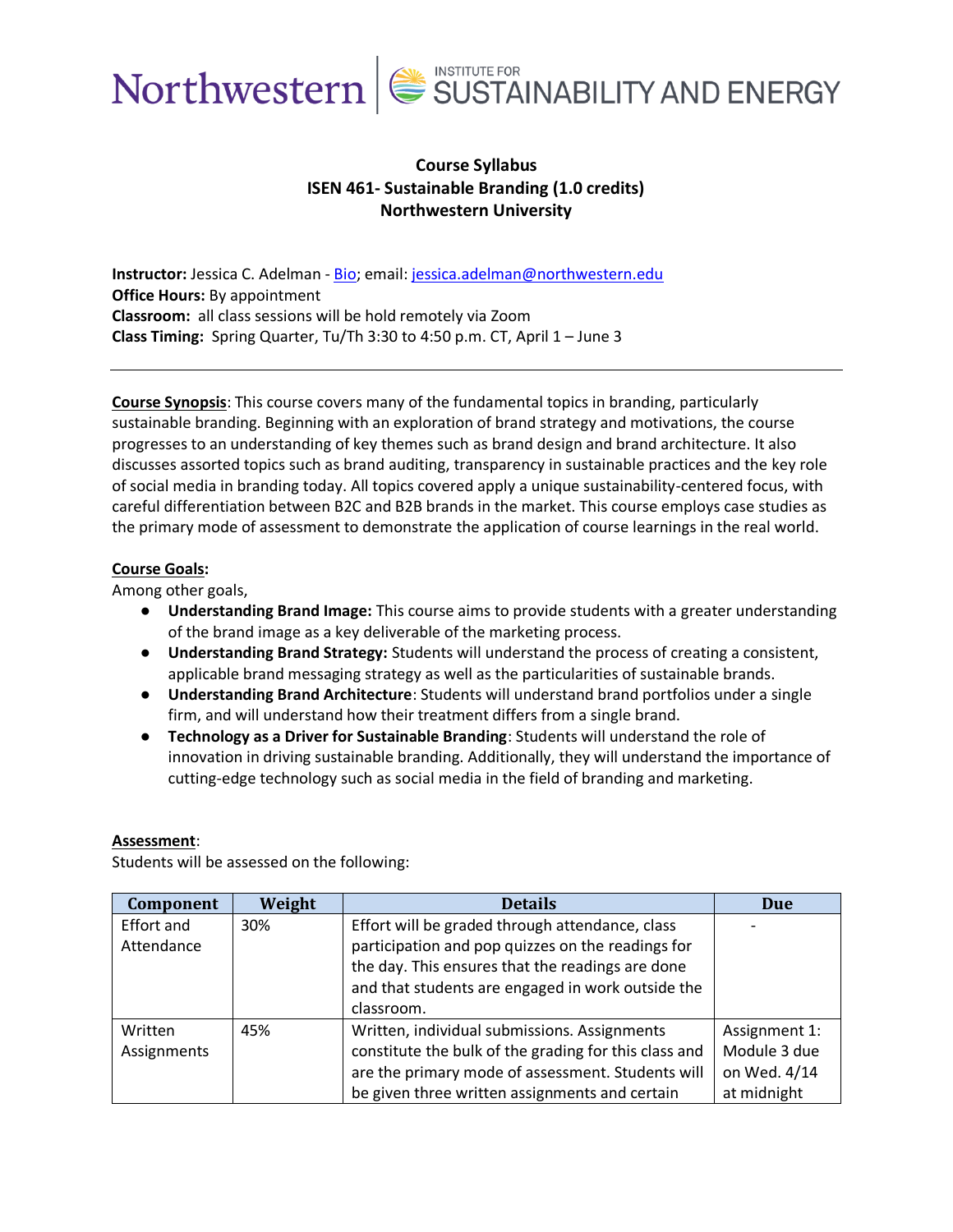Northwestern | INSTITUTE FOR SUSTAINABILITY AND ENERGY

**Course Syllabus**
**ISEN 461- Sustainable Branding (1.0 credits)**
**Northwestern University**

**Instructor:** Jessica C. Adelman - [Bio]; email: jessica.adelman@northwestern.edu
**Office Hours:** By appointment
**Classroom:** all class sessions will be hold remotely via Zoom
**Class Timing:** Spring Quarter, Tu/Th 3:30 to 4:50 p.m. CT, April 1 – June 3

---

**Course Synopsis**: This course covers many of the fundamental topics in branding, particularly sustainable branding. Beginning with an exploration of brand strategy and motivations, the course progresses to an understanding of key themes such as brand design and brand architecture. It also discusses assorted topics such as brand auditing, transparency in sustainable practices and the key role of social media in branding today. All topics covered apply a unique sustainability-centered focus, with careful differentiation between B2C and B2B brands in the market. This course employs case studies as the primary mode of assessment to demonstrate the application of course learnings in the real world.

**Course Goals:**
Among other goals,

- **Understanding Brand Image:** This course aims to provide students with a greater understanding of the brand image as a key deliverable of the marketing process.
- **Understanding Brand Strategy:** Students will understand the process of creating a consistent, applicable brand messaging strategy as well as the particularities of sustainable brands.
- **Understanding Brand Architecture**: Students will understand brand portfolios under a single firm, and will understand how their treatment differs from a single brand.
- **Technology as a Driver for Sustainable Branding**: Students will understand the role of innovation in driving sustainable branding. Additionally, they will understand the importance of cutting-edge technology such as social media in the field of branding and marketing.

**Assessment**:
Students will be assessed on the following:

| Component | Weight | Details | Due |
|---|---|---|---|
| Effort and Attendance | 30% | Effort will be graded through attendance, class participation and pop quizzes on the readings for the day. This ensures that the readings are done and that students are engaged in work outside the classroom. | - |
| Written Assignments | 45% | Written, individual submissions. Assignments constitute the bulk of the grading for this class and are the primary mode of assessment. Students will be given three written assignments and certain | Assignment 1: Module 3 due on Wed. 4/14 at midnight |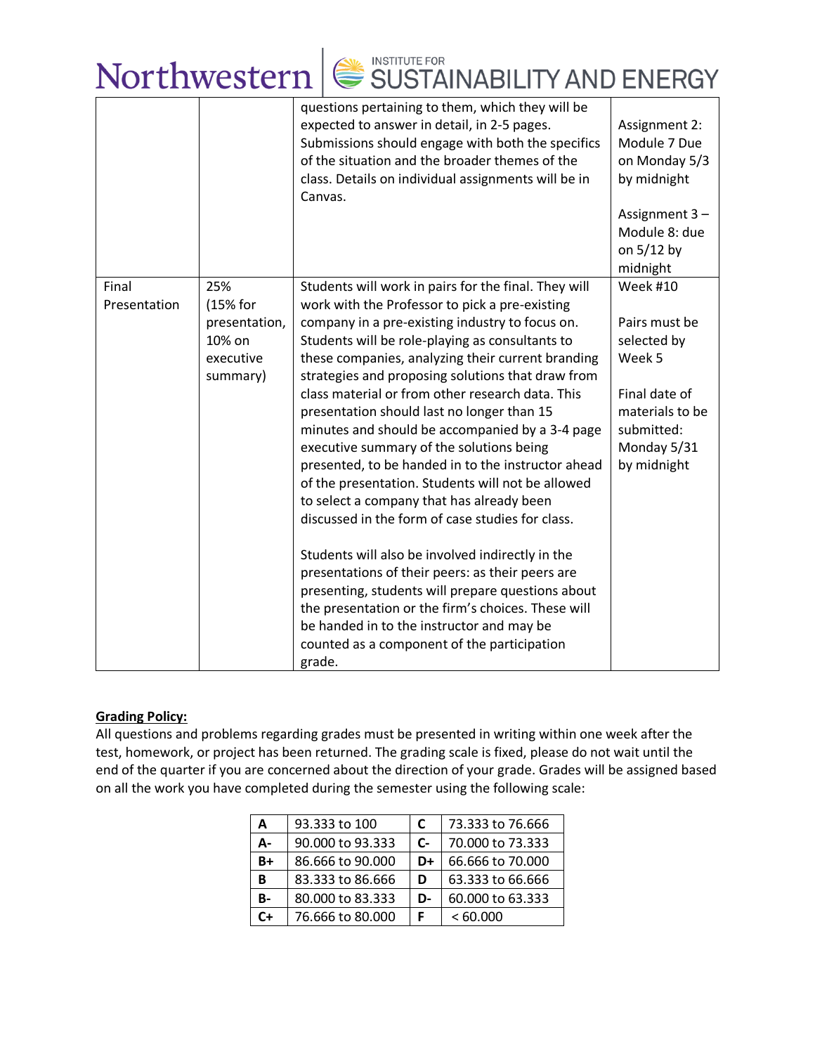| | | | |
|---|---|---|---|
| | | questions pertaining to them, which they will be expected to answer in detail, in 2-5 pages. Submissions should engage with both the specifics of the situation and the broader themes of the class. Details on individual assignments will be in Canvas. | Assignment 2: Module 7 Due on Monday 5/3 by midnight<br><br>Assignment 3 – Module 8: due on 5/12 by midnight |
| Final Presentation | 25% (15% for presentation, 10% on executive summary) | Students will work in pairs for the final. They will work with the Professor to pick a pre-existing company in a pre-existing industry to focus on. Students will be role-playing as consultants to these companies, analyzing their current branding strategies and proposing solutions that draw from class material or from other research data. This presentation should last no longer than 15 minutes and should be accompanied by a 3-4 page executive summary of the solutions being presented, to be handed in to the instructor ahead of the presentation. Students will not be allowed to select a company that has already been discussed in the form of case studies for class.<br><br>Students will also be involved indirectly in the presentations of their peers: as their peers are presenting, students will prepare questions about the presentation or the firm's choices. These will be handed in to the instructor and may be counted as a component of the participation grade. | Week #10<br><br>Pairs must be selected by Week 5<br><br>Final date of materials to be submitted: Monday 5/31 by midnight |

**Grading Policy:**

All questions and problems regarding grades must be presented in writing within one week after the test, homework, or project has been returned. The grading scale is fixed, please do not wait until the end of the quarter if you are concerned about the direction of your grade. Grades will be assigned based on all the work you have completed during the semester using the following scale:

| | | | |
|---|---|---|---|
| **A** | 93.333 to 100 | **C** | 73.333 to 76.666 |
| **A-** | 90.000 to 93.333 | **C-** | 70.000 to 73.333 |
| **B+** | 86.666 to 90.000 | **D+** | 66.666 to 70.000 |
| **B** | 83.333 to 86.666 | **D** | 63.333 to 66.666 |
| **B-** | 80.000 to 83.333 | **D-** | 60.000 to 63.333 |
| **C+** | 76.666 to 80.000 | **F** | < 60.000 |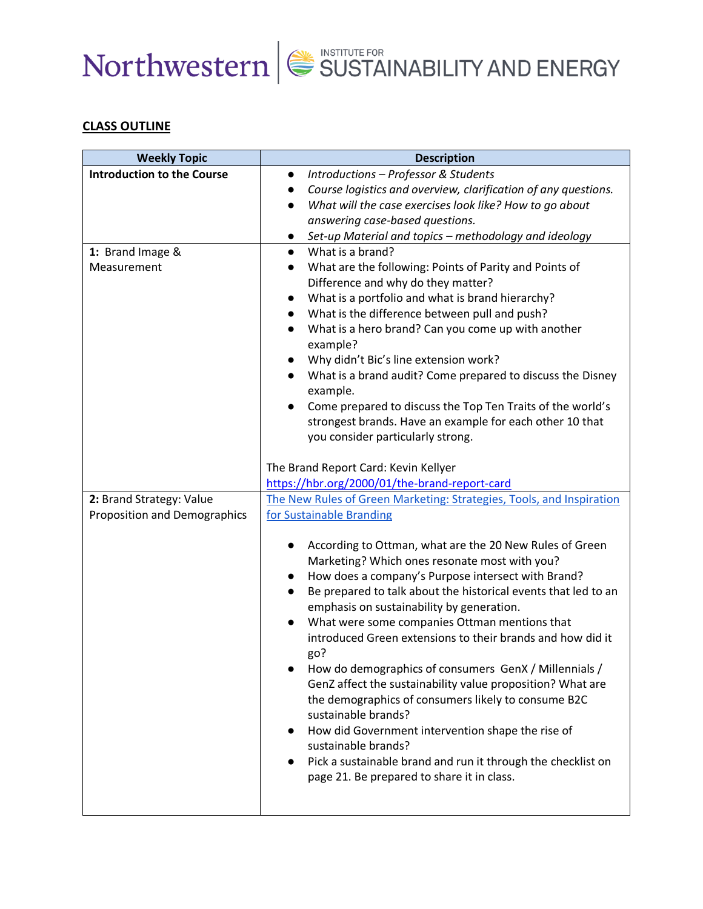## CLASS OUTLINE

| Weekly Topic | Description |
| --- | --- |
| **Introduction to the Course** | • *Introductions – Professor & Students*<br>• *Course logistics and overview, clarification of any questions.*<br>• *What will the case exercises look like? How to go about answering case-based questions.*<br>• *Set-up Material and topics – methodology and ideology* |
| **1:** Brand Image & Measurement | • What is a brand?<br>• What are the following: Points of Parity and Points of Difference and why do they matter?<br>• What is a portfolio and what is brand hierarchy?<br>• What is the difference between pull and push?<br>• What is a hero brand? Can you come up with another example?<br>• Why didn't Bic's line extension work?<br>• What is a brand audit? Come prepared to discuss the Disney example.<br>• Come prepared to discuss the Top Ten Traits of the world's strongest brands. Have an example for each other 10 that you consider particularly strong.<br><br>The Brand Report Card: Kevin Kellyer<br>[https://hbr.org/2000/01/the-brand-report-card](https://hbr.org/2000/01/the-brand-report-card) |
| **2:** Brand Strategy: Value Proposition and Demographics | The New Rules of Green Marketing: Strategies, Tools, and Inspiration for Sustainable Branding<br><br>• According to Ottman, what are the 20 New Rules of Green Marketing? Which ones resonate most with you?<br>• How does a company's Purpose intersect with Brand?<br>• Be prepared to talk about the historical events that led to an emphasis on sustainability by generation.<br>• What were some companies Ottman mentions that introduced Green extensions to their brands and how did it go?<br>• How do demographics of consumers GenX / Millennials / GenZ affect the sustainability value proposition? What are the demographics of consumers likely to consume B2C sustainable brands?<br>• How did Government intervention shape the rise of sustainable brands?<br>• Pick a sustainable brand and run it through the checklist on page 21. Be prepared to share it in class. |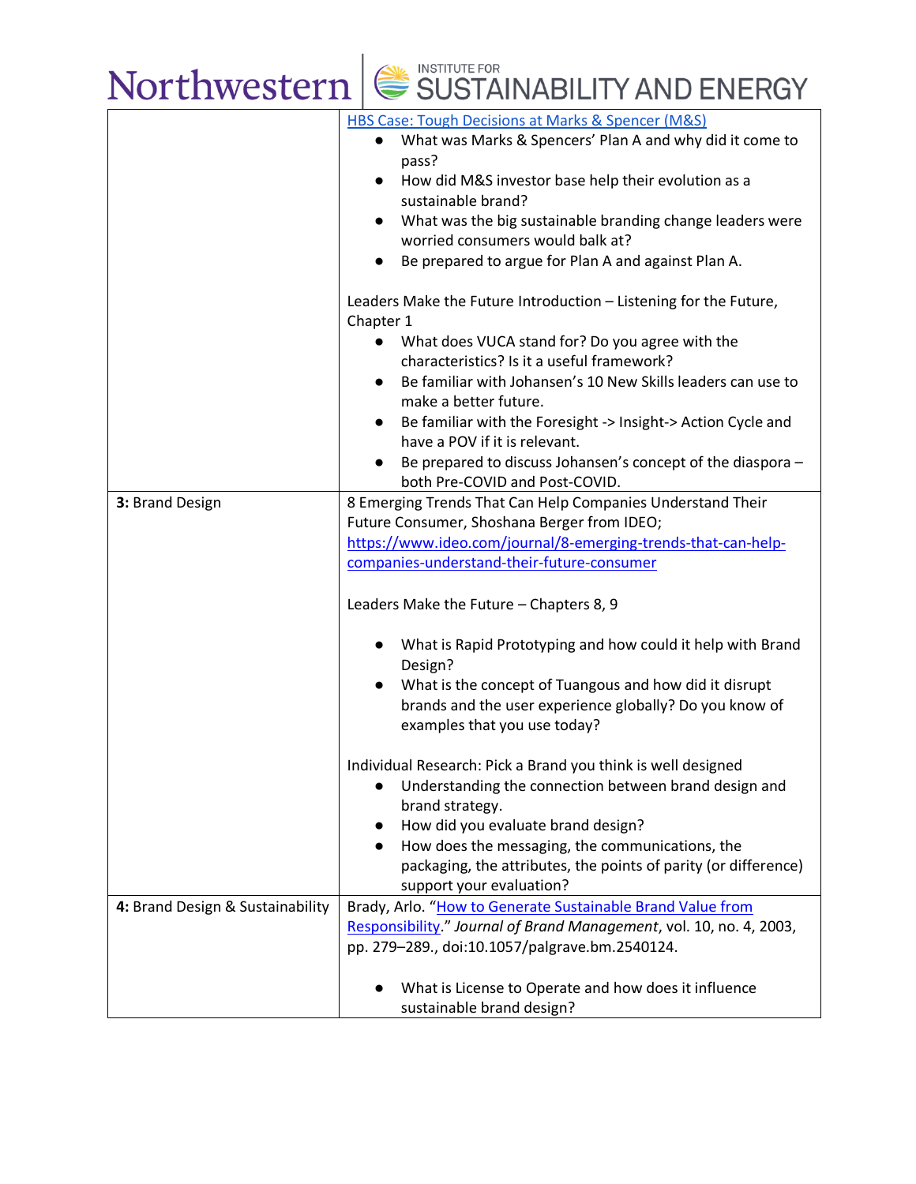| | |
|---|---|
| | [HBS Case: Tough Decisions at Marks & Spencer (M&S)](#)<br>● What was Marks & Spencers' Plan A and why did it come to pass?<br>● How did M&S investor base help their evolution as a sustainable brand?<br>● What was the big sustainable branding change leaders were worried consumers would balk at?<br>● Be prepared to argue for Plan A and against Plan A.<br><br>Leaders Make the Future Introduction – Listening for the Future, Chapter 1<br>● What does VUCA stand for? Do you agree with the characteristics? Is it a useful framework?<br>● Be familiar with Johansen's 10 New Skills leaders can use to make a better future.<br>● Be familiar with the Foresight -> Insight-> Action Cycle and have a POV if it is relevant.<br>● Be prepared to discuss Johansen's concept of the diaspora – both Pre-COVID and Post-COVID. |
| **3:** Brand Design | 8 Emerging Trends That Can Help Companies Understand Their Future Consumer, Shoshana Berger from IDEO; https://www.ideo.com/journal/8-emerging-trends-that-can-help-companies-understand-their-future-consumer<br><br>Leaders Make the Future – Chapters 8, 9<br><br>● What is Rapid Prototyping and how could it help with Brand Design?<br>● What is the concept of Tuangous and how did it disrupt brands and the user experience globally? Do you know of examples that you use today?<br><br>Individual Research: Pick a Brand you think is well designed<br>● Understanding the connection between brand design and brand strategy.<br>● How did you evaluate brand design?<br>● How does the messaging, the communications, the packaging, the attributes, the points of parity (or difference) support your evaluation? |
| **4:** Brand Design & Sustainability | Brady, Arlo. "[How to Generate Sustainable Brand Value from Responsibility](#)." *Journal of Brand Management*, vol. 10, no. 4, 2003, pp. 279–289., doi:10.1057/palgrave.bm.2540124.<br><br>● What is License to Operate and how does it influence sustainable brand design? |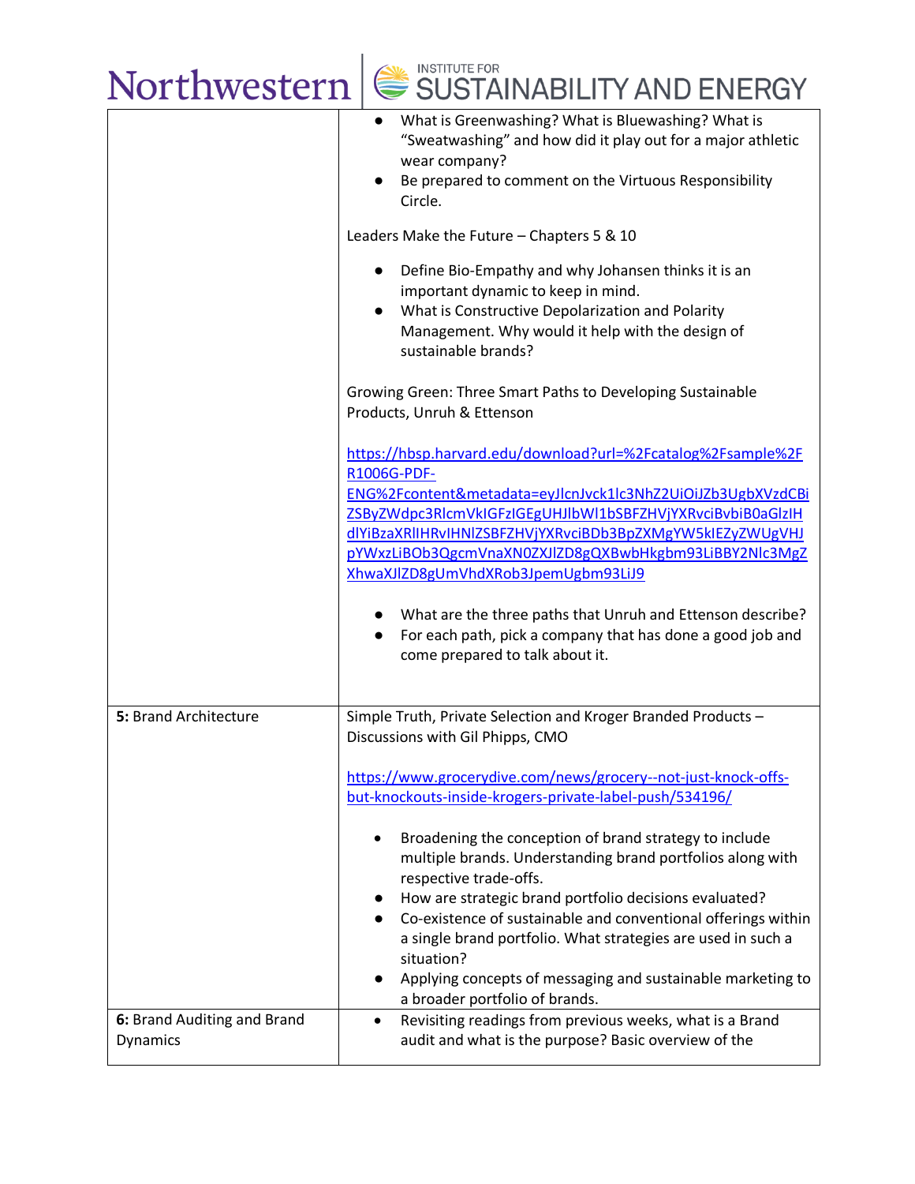| | |
|---|---|
| | ● What is Greenwashing? What is Bluewashing? What is "Sweatwashing" and how did it play out for a major athletic wear company?<br>● Be prepared to comment on the Virtuous Responsibility Circle.<br><br>Leaders Make the Future – Chapters 5 & 10<br><br>● Define Bio-Empathy and why Johansen thinks it is an important dynamic to keep in mind.<br>● What is Constructive Depolarization and Polarity Management. Why would it help with the design of sustainable brands?<br><br>Growing Green: Three Smart Paths to Developing Sustainable Products, Unruh & Ettenson<br><br>https://hbsp.harvard.edu/download?url=%2Fcatalog%2Fsample%2FR1006G-PDF-ENG%2Fcontent&metadata=eyJlcnJvck1lc3NhZ2UiOiJZb3UgbXVzdCBiZSByZWdpc3RlcmVkIGFzIGEgUHJlbWl1bSBFZHVjYXRvciBvbiB0aGlzIHdlYiBzaXRlIHRvIHNlZSBFZHVjYXRvciBDb3BpZXMgYW5kIEZyZWUgVHJpYWxzLiBOb3QgcmVnaXN0ZXJlZD8gQXBwbHkgbm93LiBBY2Nlc3MgZXhwaXJlZD8gUmVhdXRob3JpemUgbm93LiJ9<br><br>● What are the three paths that Unruh and Ettenson describe?<br>● For each path, pick a company that has done a good job and come prepared to talk about it. |
| **5:** Brand Architecture | Simple Truth, Private Selection and Kroger Branded Products – Discussions with Gil Phipps, CMO<br><br>https://www.grocerydive.com/news/grocery--not-just-knock-offs-but-knockouts-inside-krogers-private-label-push/534196/<br><br>• Broadening the conception of brand strategy to include multiple brands. Understanding brand portfolios along with respective trade-offs.<br>● How are strategic brand portfolio decisions evaluated?<br>● Co-existence of sustainable and conventional offerings within a single brand portfolio. What strategies are used in such a situation?<br>● Applying concepts of messaging and sustainable marketing to a broader portfolio of brands. |
| **6:** Brand Auditing and Brand Dynamics | • Revisiting readings from previous weeks, what is a Brand audit and what is the purpose? Basic overview of the |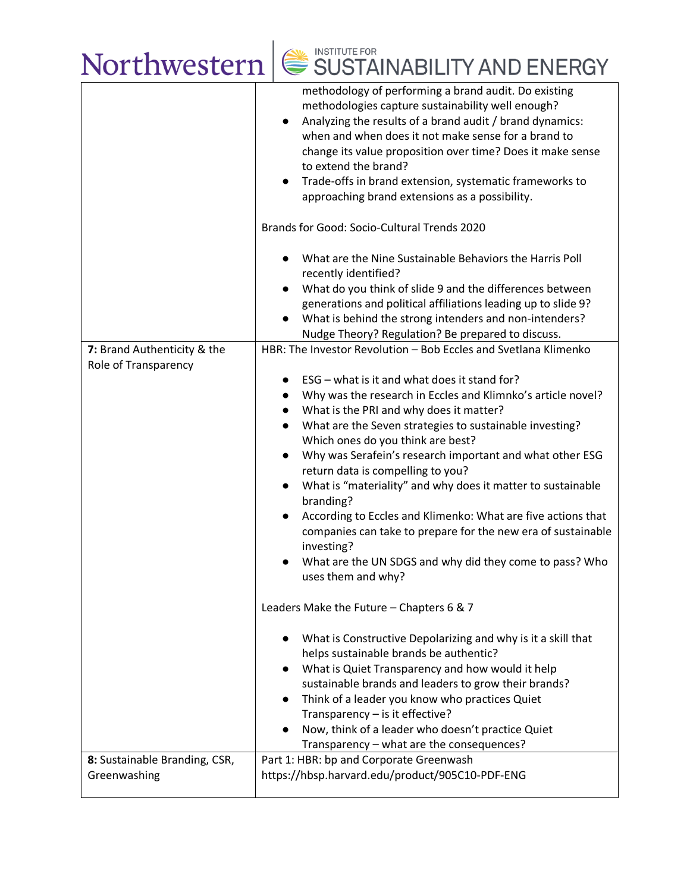| | |
|---|---|
| | methodology of performing a brand audit. Do existing methodologies capture sustainability well enough?<br>● Analyzing the results of a brand audit / brand dynamics: when and when does it not make sense for a brand to change its value proposition over time? Does it make sense to extend the brand?<br>● Trade-offs in brand extension, systematic frameworks to approaching brand extensions as a possibility.<br><br>Brands for Good: Socio-Cultural Trends 2020<br><br>● What are the Nine Sustainable Behaviors the Harris Poll recently identified?<br>● What do you think of slide 9 and the differences between generations and political affiliations leading up to slide 9?<br>● What is behind the strong intenders and non-intenders? Nudge Theory? Regulation? Be prepared to discuss. |
| **7:** Brand Authenticity & the Role of Transparency | HBR: The Investor Revolution – Bob Eccles and Svetlana Klimenko<br><br>● ESG – what is it and what does it stand for?<br>● Why was the research in Eccles and Klimnko's article novel?<br>● What is the PRI and why does it matter?<br>● What are the Seven strategies to sustainable investing? Which ones do you think are best?<br>● Why was Serafein's research important and what other ESG return data is compelling to you?<br>● What is "materiality" and why does it matter to sustainable branding?<br>● According to Eccles and Klimenko: What are five actions that companies can take to prepare for the new era of sustainable investing?<br>● What are the UN SDGS and why did they come to pass? Who uses them and why?<br><br>Leaders Make the Future – Chapters 6 & 7<br><br>● What is Constructive Depolarizing and why is it a skill that helps sustainable brands be authentic?<br>● What is Quiet Transparency and how would it help sustainable brands and leaders to grow their brands?<br>● Think of a leader you know who practices Quiet Transparency – is it effective?<br>● Now, think of a leader who doesn't practice Quiet Transparency – what are the consequences? |
| **8:** Sustainable Branding, CSR, Greenwashing | Part 1: HBR: bp and Corporate Greenwash<br>https://hbsp.harvard.edu/product/905C10-PDF-ENG |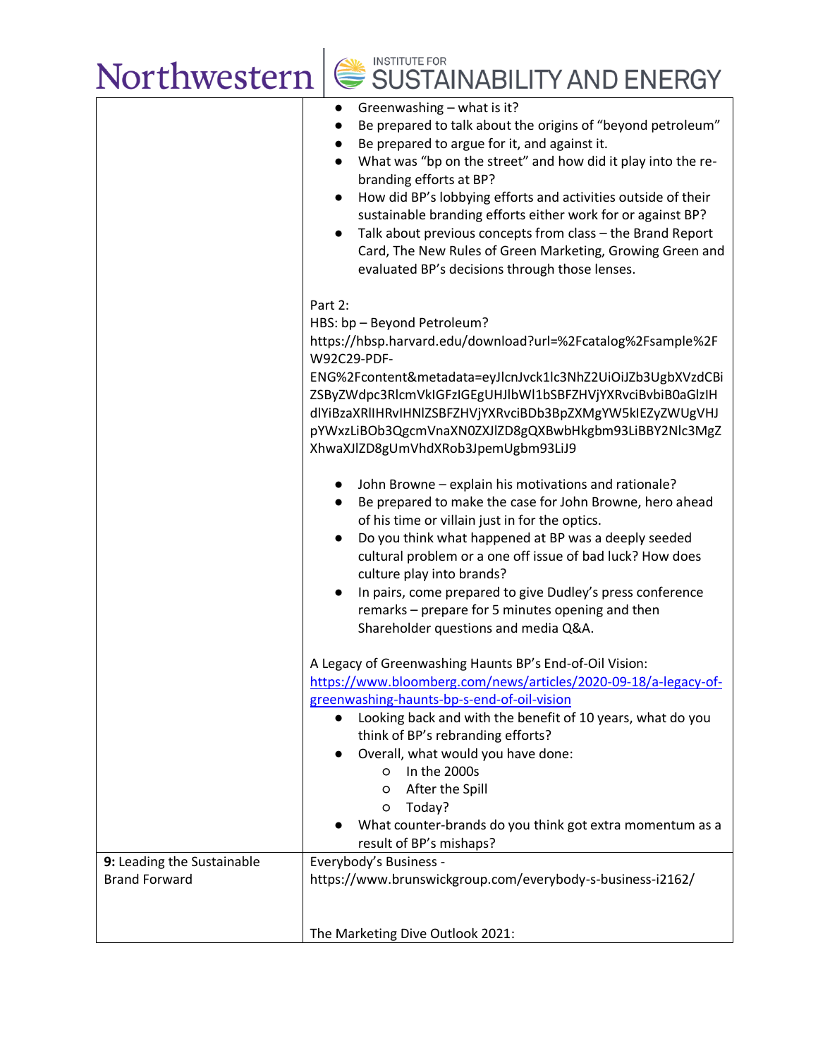| | |
|---|---|
| | ● Greenwashing – what is it?<br>● Be prepared to talk about the origins of "beyond petroleum"<br>● Be prepared to argue for it, and against it.<br>● What was "bp on the street" and how did it play into the re-branding efforts at BP?<br>● How did BP's lobbying efforts and activities outside of their sustainable branding efforts either work for or against BP?<br>● Talk about previous concepts from class – the Brand Report Card, The New Rules of Green Marketing, Growing Green and evaluated BP's decisions through those lenses.<br><br>Part 2:<br>HBS: bp – Beyond Petroleum?<br>https://hbsp.harvard.edu/download?url=%2Fcatalog%2Fsample%2FW92C29-PDF-ENG%2Fcontent&metadata=eyJlcnJvck1lc3NhZ2UiOiJZb3UgbXVzdCBiZSByZWdpc3RlcmVkIGFzIGEgUHJlbWl1bSBFZHVjYXRvciBvbiB0aGlzIHdlYiBzaXRlIHRvIHNlZSBFZHVjYXRvciBDb3BpZXMgYW5kIEZyZWUgVHJpYWxzLiBOb3QgcmVnaXN0ZXJlZD8gQXBwbHkgbm93LiBBY2Nlc3MgZXhwaXJlZD8gUmVhdXRob3JpemUgbm93LiJ9<br><br>● John Browne – explain his motivations and rationale?<br>● Be prepared to make the case for John Browne, hero ahead of his time or villain just in for the optics.<br>● Do you think what happened at BP was a deeply seeded cultural problem or a one off issue of bad luck? How does culture play into brands?<br>● In pairs, come prepared to give Dudley's press conference remarks – prepare for 5 minutes opening and then Shareholder questions and media Q&A.<br><br>A Legacy of Greenwashing Haunts BP's End-of-Oil Vision:<br>https://www.bloomberg.com/news/articles/2020-09-18/a-legacy-of-greenwashing-haunts-bp-s-end-of-oil-vision<br>● Looking back and with the benefit of 10 years, what do you think of BP's rebranding efforts?<br>● Overall, what would you have done:<br>○ In the 2000s<br>○ After the Spill<br>○ Today?<br>● What counter-brands do you think got extra momentum as a result of BP's mishaps? |
| **9:** Leading the Sustainable Brand Forward | Everybody's Business - https://www.brunswickgroup.com/everybody-s-business-i2162/<br><br>The Marketing Dive Outlook 2021: |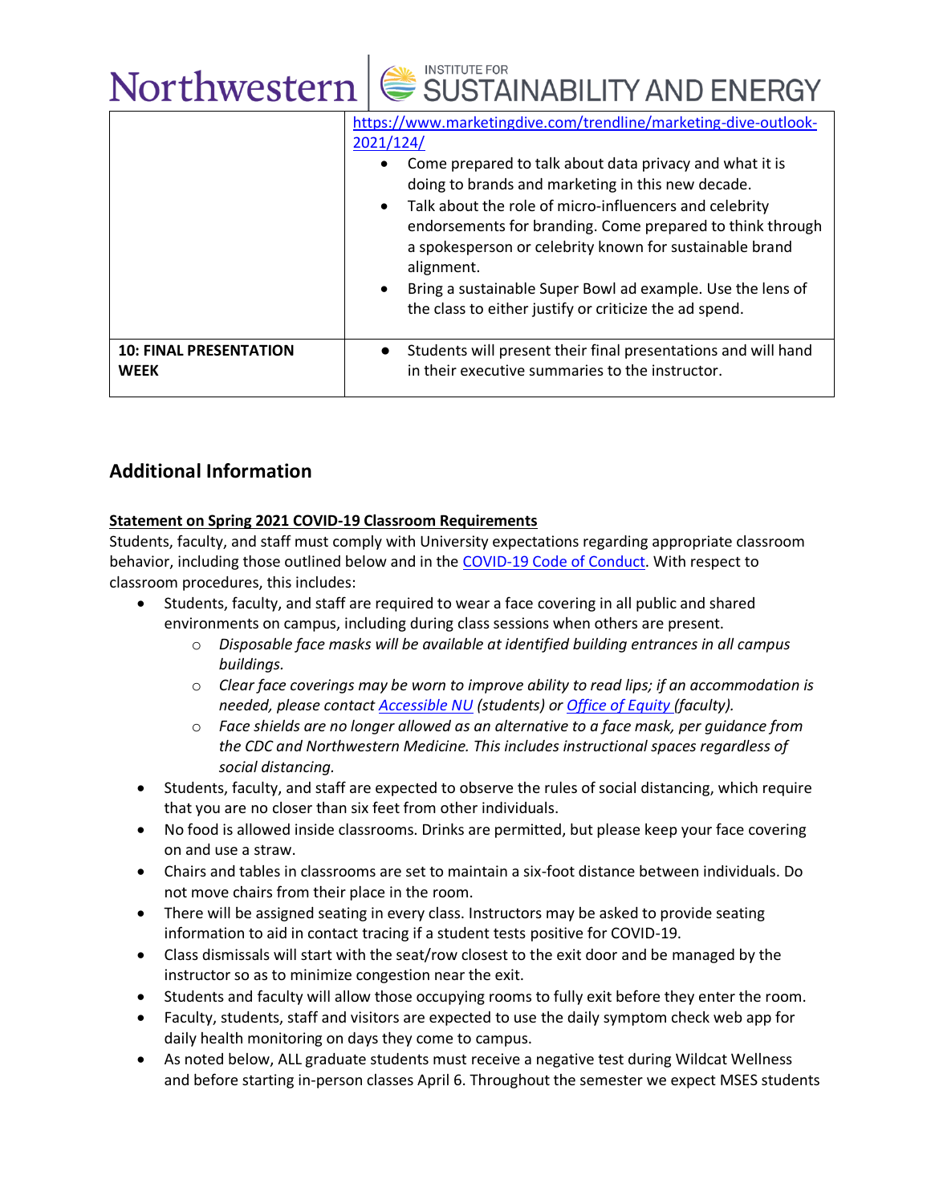| | |
|---|---|
| | https://www.marketingdive.com/trendline/marketing-dive-outlook-2021/124/ <br>• Come prepared to talk about data privacy and what it is doing to brands and marketing in this new decade.<br>• Talk about the role of micro-influencers and celebrity endorsements for branding. Come prepared to think through a spokesperson or celebrity known for sustainable brand alignment.<br>• Bring a sustainable Super Bowl ad example. Use the lens of the class to either justify or criticize the ad spend. |
| **10: FINAL PRESENTATION WEEK** | • Students will present their final presentations and will hand in their executive summaries to the instructor. |

## Additional Information

**Statement on Spring 2021 COVID-19 Classroom Requirements**

Students, faculty, and staff must comply with University expectations regarding appropriate classroom behavior, including those outlined below and in the COVID-19 Code of Conduct. With respect to classroom procedures, this includes:

- Students, faculty, and staff are required to wear a face covering in all public and shared environments on campus, including during class sessions when others are present.
    - *Disposable face masks will be available at identified building entrances in all campus buildings.*
    - *Clear face coverings may be worn to improve ability to read lips; if an accommodation is needed, please contact Accessible NU (students) or Office of Equity (faculty).*
    - *Face shields are no longer allowed as an alternative to a face mask, per guidance from the CDC and Northwestern Medicine. This includes instructional spaces regardless of social distancing.*
- Students, faculty, and staff are expected to observe the rules of social distancing, which require that you are no closer than six feet from other individuals.
- No food is allowed inside classrooms. Drinks are permitted, but please keep your face covering on and use a straw.
- Chairs and tables in classrooms are set to maintain a six-foot distance between individuals. Do not move chairs from their place in the room.
- There will be assigned seating in every class. Instructors may be asked to provide seating information to aid in contact tracing if a student tests positive for COVID-19.
- Class dismissals will start with the seat/row closest to the exit door and be managed by the instructor so as to minimize congestion near the exit.
- Students and faculty will allow those occupying rooms to fully exit before they enter the room.
- Faculty, students, staff and visitors are expected to use the daily symptom check web app for daily health monitoring on days they come to campus.
- As noted below, ALL graduate students must receive a negative test during Wildcat Wellness and before starting in-person classes April 6. Throughout the semester we expect MSES students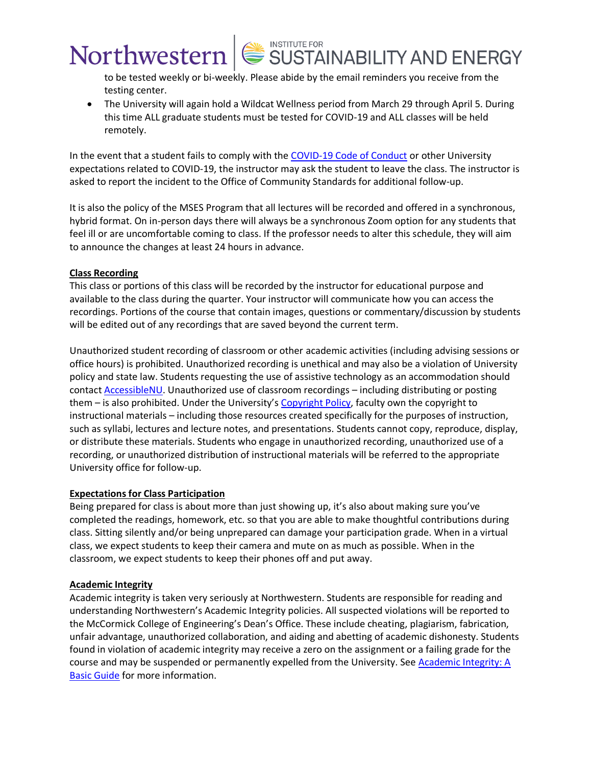to be tested weekly or bi-weekly. Please abide by the email reminders you receive from the testing center.

- The University will again hold a Wildcat Wellness period from March 29 through April 5. During this time ALL graduate students must be tested for COVID-19 and ALL classes will be held remotely.

In the event that a student fails to comply with the COVID-19 Code of Conduct or other University expectations related to COVID-19, the instructor may ask the student to leave the class. The instructor is asked to report the incident to the Office of Community Standards for additional follow-up.

It is also the policy of the MSES Program that all lectures will be recorded and offered in a synchronous, hybrid format. On in-person days there will always be a synchronous Zoom option for any students that feel ill or are uncomfortable coming to class. If the professor needs to alter this schedule, they will aim to announce the changes at least 24 hours in advance.

**Class Recording**

This class or portions of this class will be recorded by the instructor for educational purpose and available to the class during the quarter. Your instructor will communicate how you can access the recordings. Portions of the course that contain images, questions or commentary/discussion by students will be edited out of any recordings that are saved beyond the current term.

Unauthorized student recording of classroom or other academic activities (including advising sessions or office hours) is prohibited. Unauthorized recording is unethical and may also be a violation of University policy and state law. Students requesting the use of assistive technology as an accommodation should contact AccessibleNU. Unauthorized use of classroom recordings – including distributing or posting them – is also prohibited. Under the University's Copyright Policy, faculty own the copyright to instructional materials – including those resources created specifically for the purposes of instruction, such as syllabi, lectures and lecture notes, and presentations. Students cannot copy, reproduce, display, or distribute these materials. Students who engage in unauthorized recording, unauthorized use of a recording, or unauthorized distribution of instructional materials will be referred to the appropriate University office for follow-up.

**Expectations for Class Participation**

Being prepared for class is about more than just showing up, it's also about making sure you've completed the readings, homework, etc. so that you are able to make thoughtful contributions during class. Sitting silently and/or being unprepared can damage your participation grade. When in a virtual class, we expect students to keep their camera and mute on as much as possible. When in the classroom, we expect students to keep their phones off and put away.

**Academic Integrity**

Academic integrity is taken very seriously at Northwestern. Students are responsible for reading and understanding Northwestern's Academic Integrity policies. All suspected violations will be reported to the McCormick College of Engineering's Dean's Office. These include cheating, plagiarism, fabrication, unfair advantage, unauthorized collaboration, and aiding and abetting of academic dishonesty. Students found in violation of academic integrity may receive a zero on the assignment or a failing grade for the course and may be suspended or permanently expelled from the University. See Academic Integrity: A Basic Guide for more information.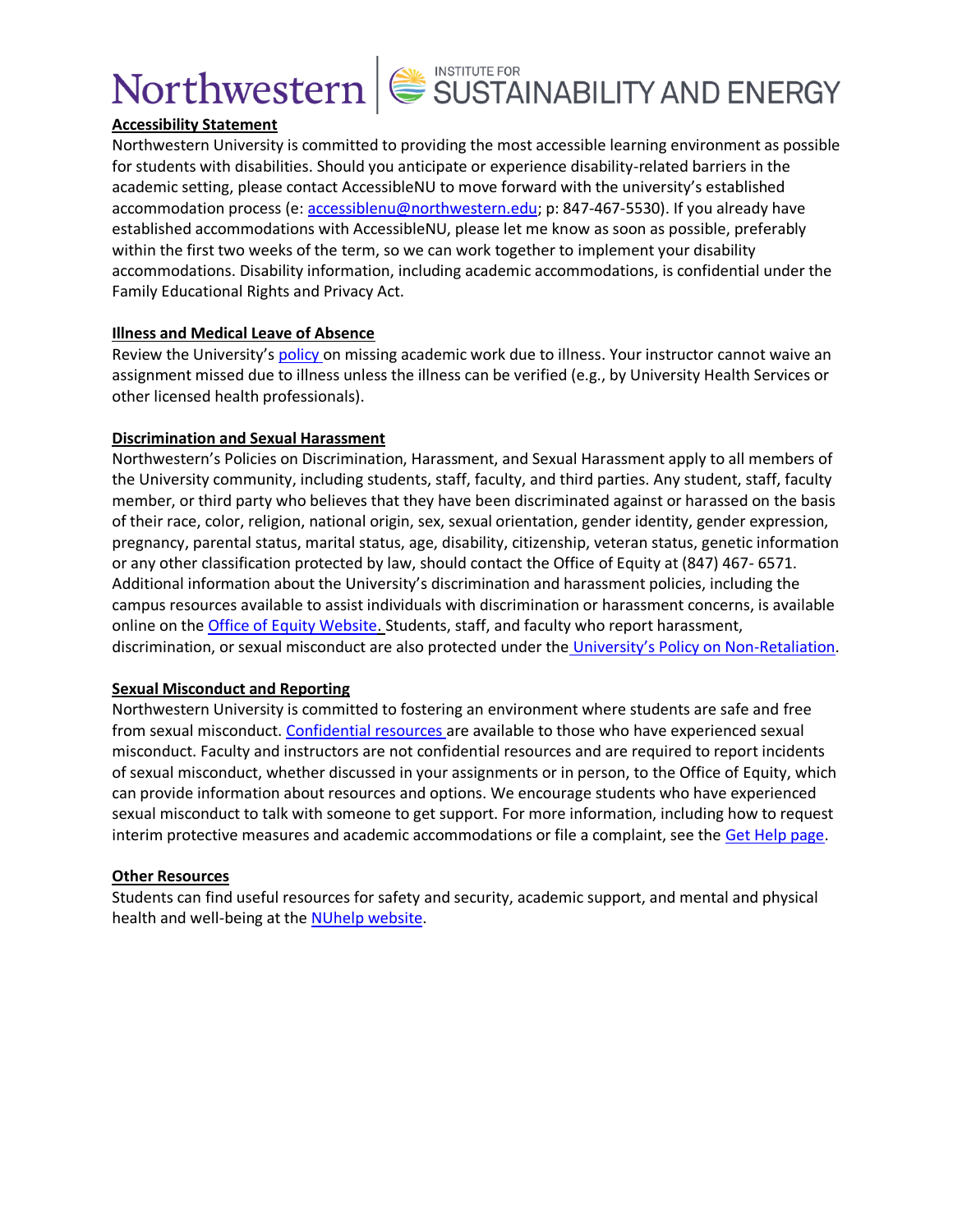**Accessibility Statement**

Northwestern University is committed to providing the most accessible learning environment as possible for students with disabilities. Should you anticipate or experience disability-related barriers in the academic setting, please contact AccessibleNU to move forward with the university's established accommodation process (e: accessiblenu@northwestern.edu; p: 847-467-5530). If you already have established accommodations with AccessibleNU, please let me know as soon as possible, preferably within the first two weeks of the term, so we can work together to implement your disability accommodations. Disability information, including academic accommodations, is confidential under the Family Educational Rights and Privacy Act.

**Illness and Medical Leave of Absence**

Review the University's policy on missing academic work due to illness. Your instructor cannot waive an assignment missed due to illness unless the illness can be verified (e.g., by University Health Services or other licensed health professionals).

**Discrimination and Sexual Harassment**

Northwestern's Policies on Discrimination, Harassment, and Sexual Harassment apply to all members of the University community, including students, staff, faculty, and third parties. Any student, staff, faculty member, or third party who believes that they have been discriminated against or harassed on the basis of their race, color, religion, national origin, sex, sexual orientation, gender identity, gender expression, pregnancy, parental status, marital status, age, disability, citizenship, veteran status, genetic information or any other classification protected by law, should contact the Office of Equity at (847) 467- 6571. Additional information about the University's discrimination and harassment policies, including the campus resources available to assist individuals with discrimination or harassment concerns, is available online on the Office of Equity Website. Students, staff, and faculty who report harassment, discrimination, or sexual misconduct are also protected under the University's Policy on Non-Retaliation.

**Sexual Misconduct and Reporting**

Northwestern University is committed to fostering an environment where students are safe and free from sexual misconduct. Confidential resources are available to those who have experienced sexual misconduct. Faculty and instructors are not confidential resources and are required to report incidents of sexual misconduct, whether discussed in your assignments or in person, to the Office of Equity, which can provide information about resources and options. We encourage students who have experienced sexual misconduct to talk with someone to get support. For more information, including how to request interim protective measures and academic accommodations or file a complaint, see the Get Help page.

**Other Resources**

Students can find useful resources for safety and security, academic support, and mental and physical health and well-being at the NUhelp website.